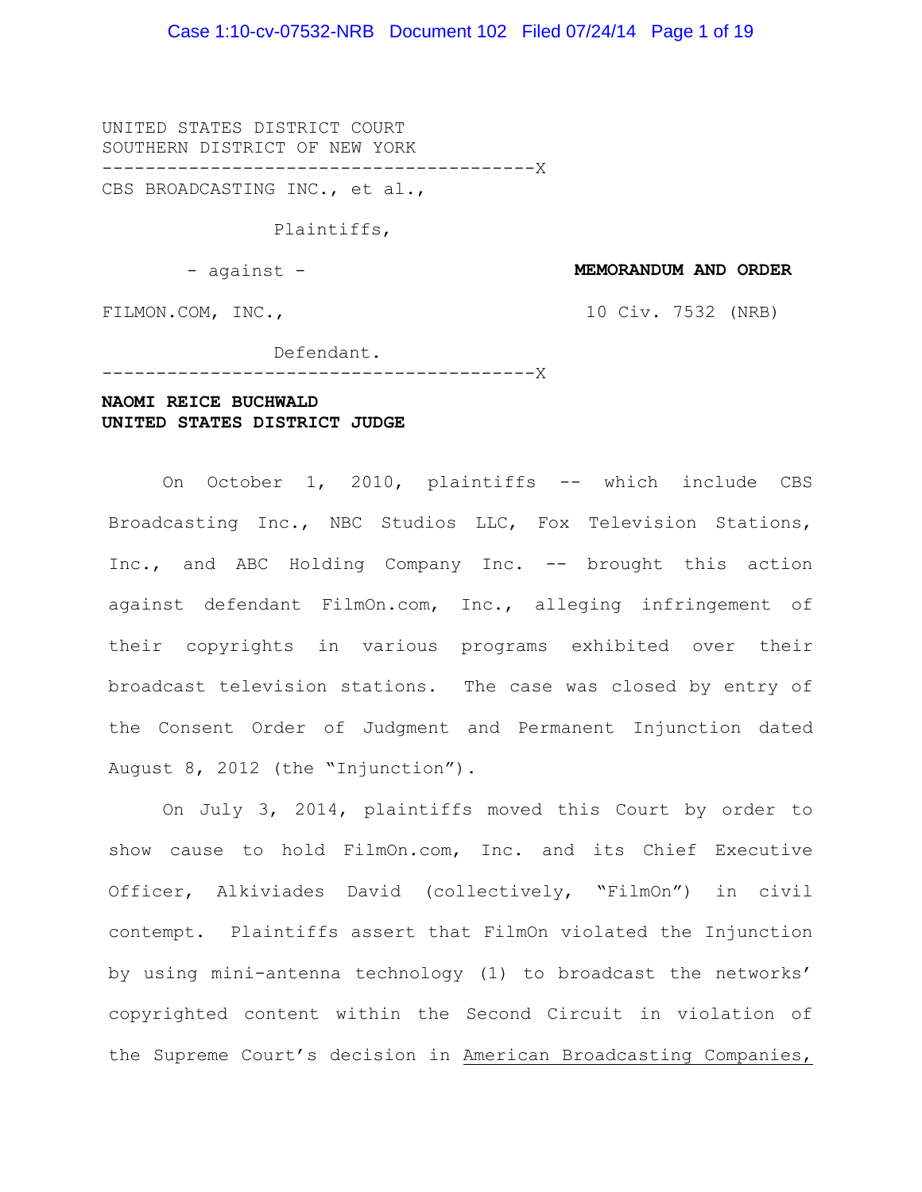UNITED STATES DISTRICT COURT
SOUTHERN DISTRICT OF NEW YORK

----------------------------------------X

CBS BROADCASTING INC., et al.,

Plaintiffs,

- against -

FILMON.COM, INC.,

Defendant.

----------------------------------------X

**MEMORANDUM AND ORDER**

10 Civ. 7532 (NRB)

**NAOMI REICE BUCHWALD**
**UNITED STATES DISTRICT JUDGE**

On October 1, 2010, plaintiffs -- which include CBS Broadcasting Inc., NBC Studios LLC, Fox Television Stations, Inc., and ABC Holding Company Inc. -- brought this action against defendant FilmOn.com, Inc., alleging infringement of their copyrights in various programs exhibited over their broadcast television stations. The case was closed by entry of the Consent Order of Judgment and Permanent Injunction dated August 8, 2012 (the "Injunction").

On July 3, 2014, plaintiffs moved this Court by order to show cause to hold FilmOn.com, Inc. and its Chief Executive Officer, Alkiviades David (collectively, "FilmOn") in civil contempt. Plaintiffs assert that FilmOn violated the Injunction by using mini-antenna technology (1) to broadcast the networks' copyrighted content within the Second Circuit in violation of the Supreme Court's decision in American Broadcasting Companies,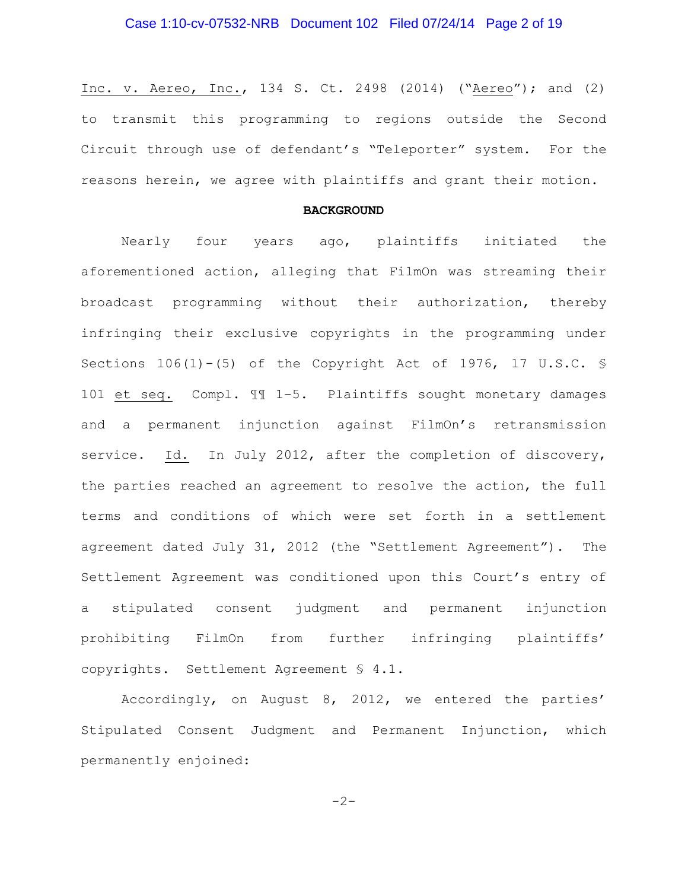Inc. v. Aereo, Inc., 134 S. Ct. 2498 (2014) ("Aereo"); and (2) to transmit this programming to regions outside the Second Circuit through use of defendant's "Teleporter" system. For the reasons herein, we agree with plaintiffs and grant their motion.

**BACKGROUND**

Nearly four years ago, plaintiffs initiated the aforementioned action, alleging that FilmOn was streaming their broadcast programming without their authorization, thereby infringing their exclusive copyrights in the programming under Sections 106(1)-(5) of the Copyright Act of 1976, 17 U.S.C. § 101 et seq. Compl. ¶¶ 1–5. Plaintiffs sought monetary damages and a permanent injunction against FilmOn's retransmission service. Id. In July 2012, after the completion of discovery, the parties reached an agreement to resolve the action, the full terms and conditions of which were set forth in a settlement agreement dated July 31, 2012 (the "Settlement Agreement"). The Settlement Agreement was conditioned upon this Court's entry of a stipulated consent judgment and permanent injunction prohibiting FilmOn from further infringing plaintiffs' copyrights. Settlement Agreement § 4.1.

Accordingly, on August 8, 2012, we entered the parties' Stipulated Consent Judgment and Permanent Injunction, which permanently enjoined: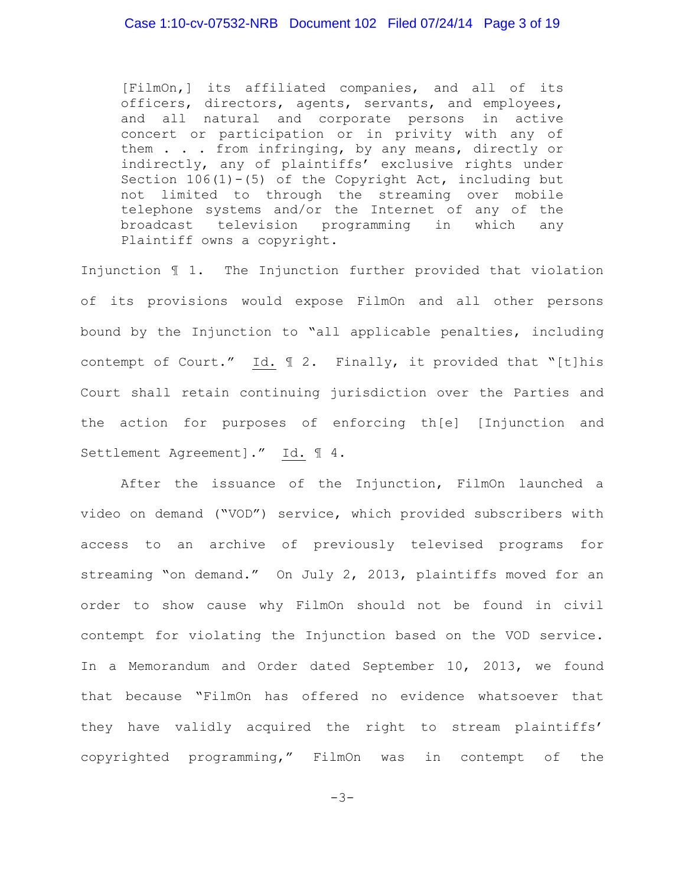> [FilmOn,] its affiliated companies, and all of its officers, directors, agents, servants, and employees, and all natural and corporate persons in active concert or participation or in privity with any of them . . . from infringing, by any means, directly or indirectly, any of plaintiffs' exclusive rights under Section 106(1)-(5) of the Copyright Act, including but not limited to through the streaming over mobile telephone systems and/or the Internet of any of the broadcast television programming in which any Plaintiff owns a copyright.

Injunction ¶ 1. The Injunction further provided that violation of its provisions would expose FilmOn and all other persons bound by the Injunction to "all applicable penalties, including contempt of Court." Id. ¶ 2. Finally, it provided that "[t]his Court shall retain continuing jurisdiction over the Parties and the action for purposes of enforcing th[e] [Injunction and Settlement Agreement]." Id. ¶ 4.

After the issuance of the Injunction, FilmOn launched a video on demand ("VOD") service, which provided subscribers with access to an archive of previously televised programs for streaming "on demand." On July 2, 2013, plaintiffs moved for an order to show cause why FilmOn should not be found in civil contempt for violating the Injunction based on the VOD service. In a Memorandum and Order dated September 10, 2013, we found that because "FilmOn has offered no evidence whatsoever that they have validly acquired the right to stream plaintiffs' copyrighted programming," FilmOn was in contempt of the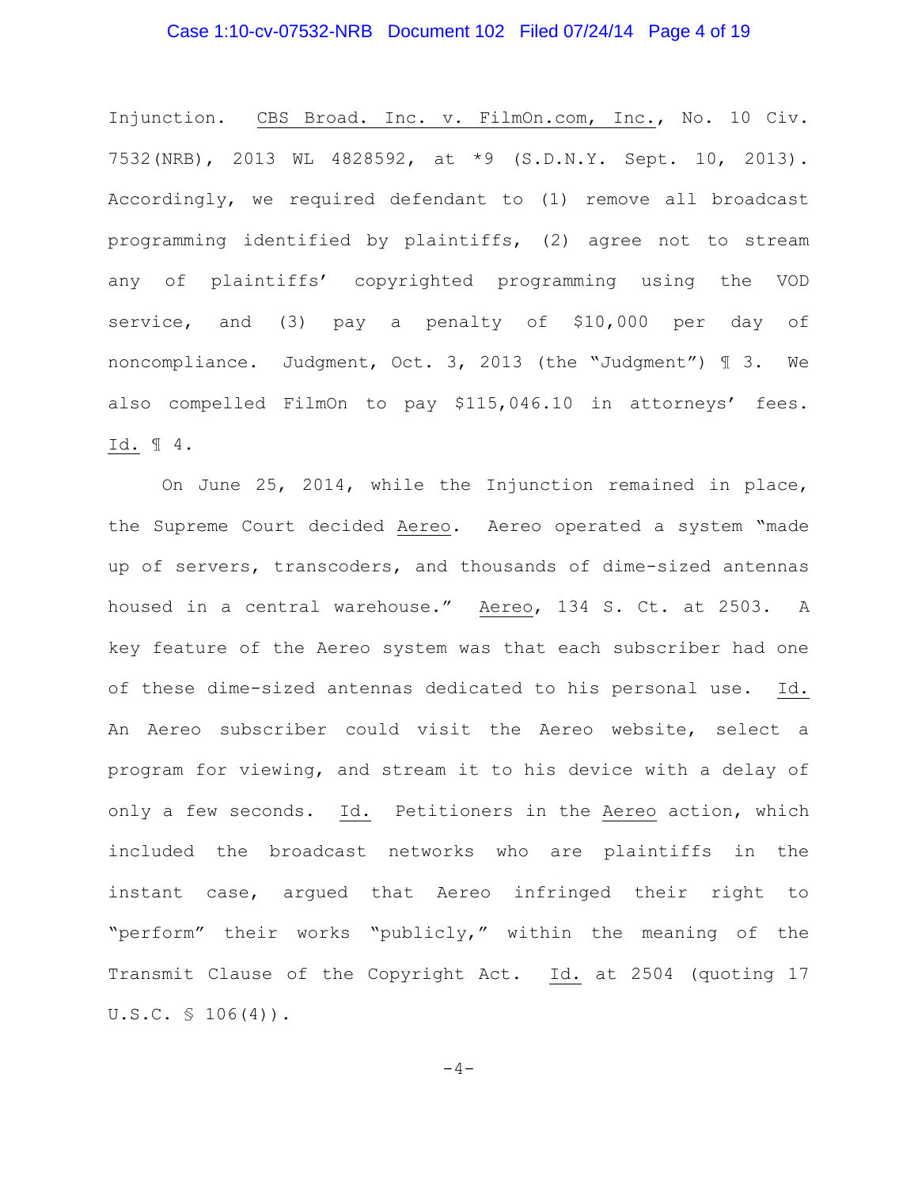Injunction. _CBS Broad. Inc. v. FilmOn.com, Inc._, No. 10 Civ. 7532(NRB), 2013 WL 4828592, at *9 (S.D.N.Y. Sept. 10, 2013). Accordingly, we required defendant to (1) remove all broadcast programming identified by plaintiffs, (2) agree not to stream any of plaintiffs' copyrighted programming using the VOD service, and (3) pay a penalty of $10,000 per day of noncompliance. Judgment, Oct. 3, 2013 (the "Judgment") ¶ 3. We also compelled FilmOn to pay $115,046.10 in attorneys' fees. _Id._ ¶ 4.

On June 25, 2014, while the Injunction remained in place, the Supreme Court decided _Aereo_. Aereo operated a system "made up of servers, transcoders, and thousands of dime-sized antennas housed in a central warehouse." _Aereo_, 134 S. Ct. at 2503. A key feature of the Aereo system was that each subscriber had one of these dime-sized antennas dedicated to his personal use. _Id._ An Aereo subscriber could visit the Aereo website, select a program for viewing, and stream it to his device with a delay of only a few seconds. _Id._ Petitioners in the _Aereo_ action, which included the broadcast networks who are plaintiffs in the instant case, argued that Aereo infringed their right to "perform" their works "publicly," within the meaning of the Transmit Clause of the Copyright Act. _Id._ at 2504 (quoting 17 U.S.C. § 106(4)).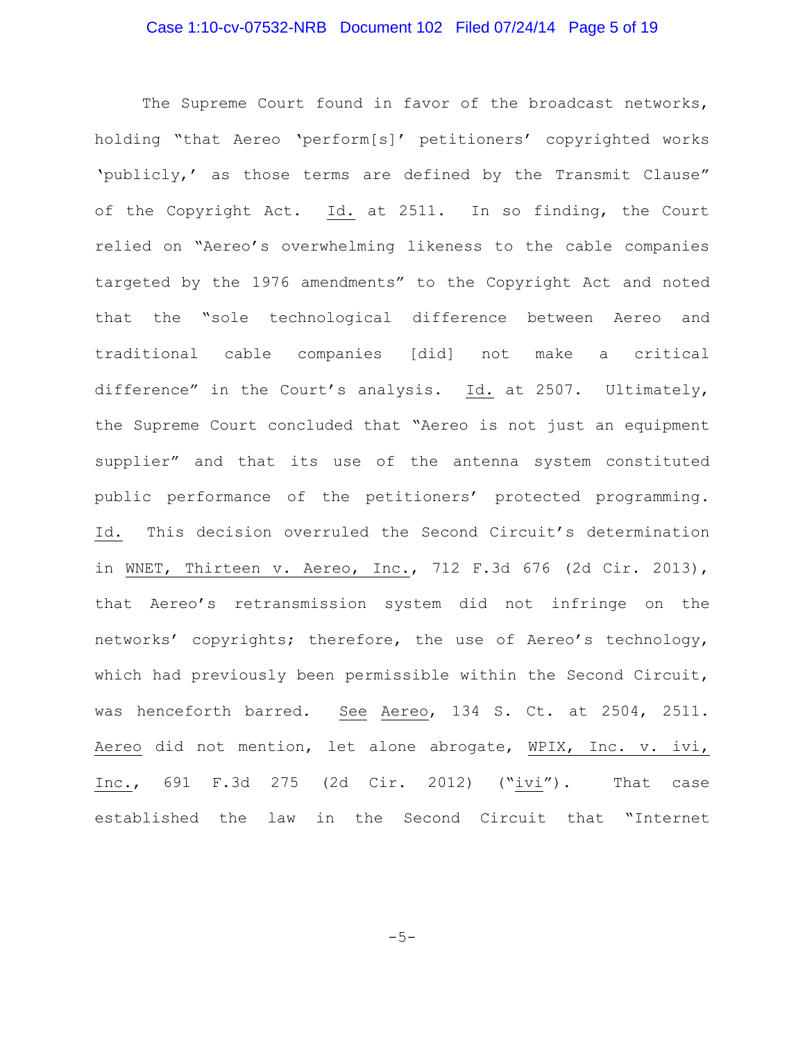The Supreme Court found in favor of the broadcast networks, holding "that Aereo 'perform[s]' petitioners' copyrighted works 'publicly,' as those terms are defined by the Transmit Clause" of the Copyright Act. Id. at 2511. In so finding, the Court relied on "Aereo's overwhelming likeness to the cable companies targeted by the 1976 amendments" to the Copyright Act and noted that the "sole technological difference between Aereo and traditional cable companies [did] not make a critical difference" in the Court's analysis. Id. at 2507. Ultimately, the Supreme Court concluded that "Aereo is not just an equipment supplier" and that its use of the antenna system constituted public performance of the petitioners' protected programming. Id. This decision overruled the Second Circuit's determination in WNET, Thirteen v. Aereo, Inc., 712 F.3d 676 (2d Cir. 2013), that Aereo's retransmission system did not infringe on the networks' copyrights; therefore, the use of Aereo's technology, which had previously been permissible within the Second Circuit, was henceforth barred. See Aereo, 134 S. Ct. at 2504, 2511. Aereo did not mention, let alone abrogate, WPIX, Inc. v. ivi, Inc., 691 F.3d 275 (2d Cir. 2012) ("ivi"). That case established the law in the Second Circuit that "Internet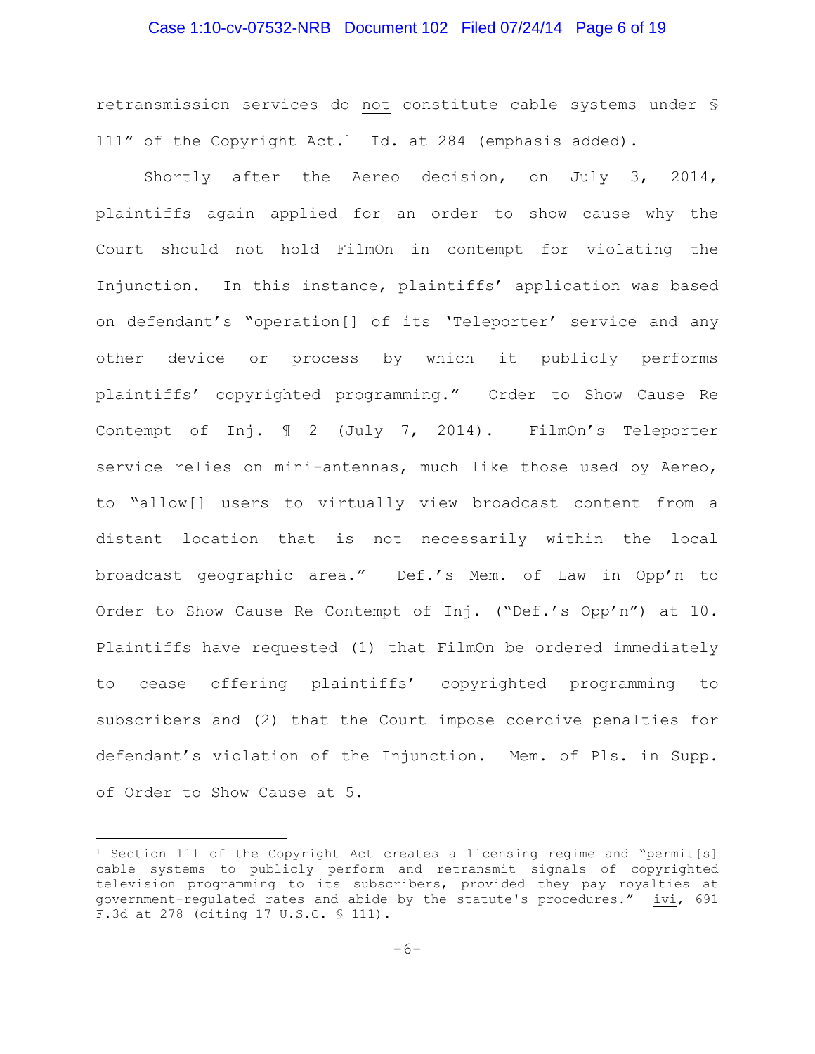retransmission services do not constitute cable systems under § 111" of the Copyright Act.[1] Id. at 284 (emphasis added).

Shortly after the Aereo decision, on July 3, 2014, plaintiffs again applied for an order to show cause why the Court should not hold FilmOn in contempt for violating the Injunction. In this instance, plaintiffs' application was based on defendant's "operation[] of its 'Teleporter' service and any other device or process by which it publicly performs plaintiffs' copyrighted programming." Order to Show Cause Re Contempt of Inj. ¶ 2 (July 7, 2014). FilmOn's Teleporter service relies on mini-antennas, much like those used by Aereo, to "allow[] users to virtually view broadcast content from a distant location that is not necessarily within the local broadcast geographic area." Def.'s Mem. of Law in Opp'n to Order to Show Cause Re Contempt of Inj. ("Def.'s Opp'n") at 10. Plaintiffs have requested (1) that FilmOn be ordered immediately to cease offering plaintiffs' copyrighted programming to subscribers and (2) that the Court impose coercive penalties for defendant's violation of the Injunction. Mem. of Pls. in Supp. of Order to Show Cause at 5.

---

[1] Section 111 of the Copyright Act creates a licensing regime and "permit[s] cable systems to publicly perform and retransmit signals of copyrighted television programming to its subscribers, provided they pay royalties at government-regulated rates and abide by the statute's procedures." ivi, 691 F.3d at 278 (citing 17 U.S.C. § 111).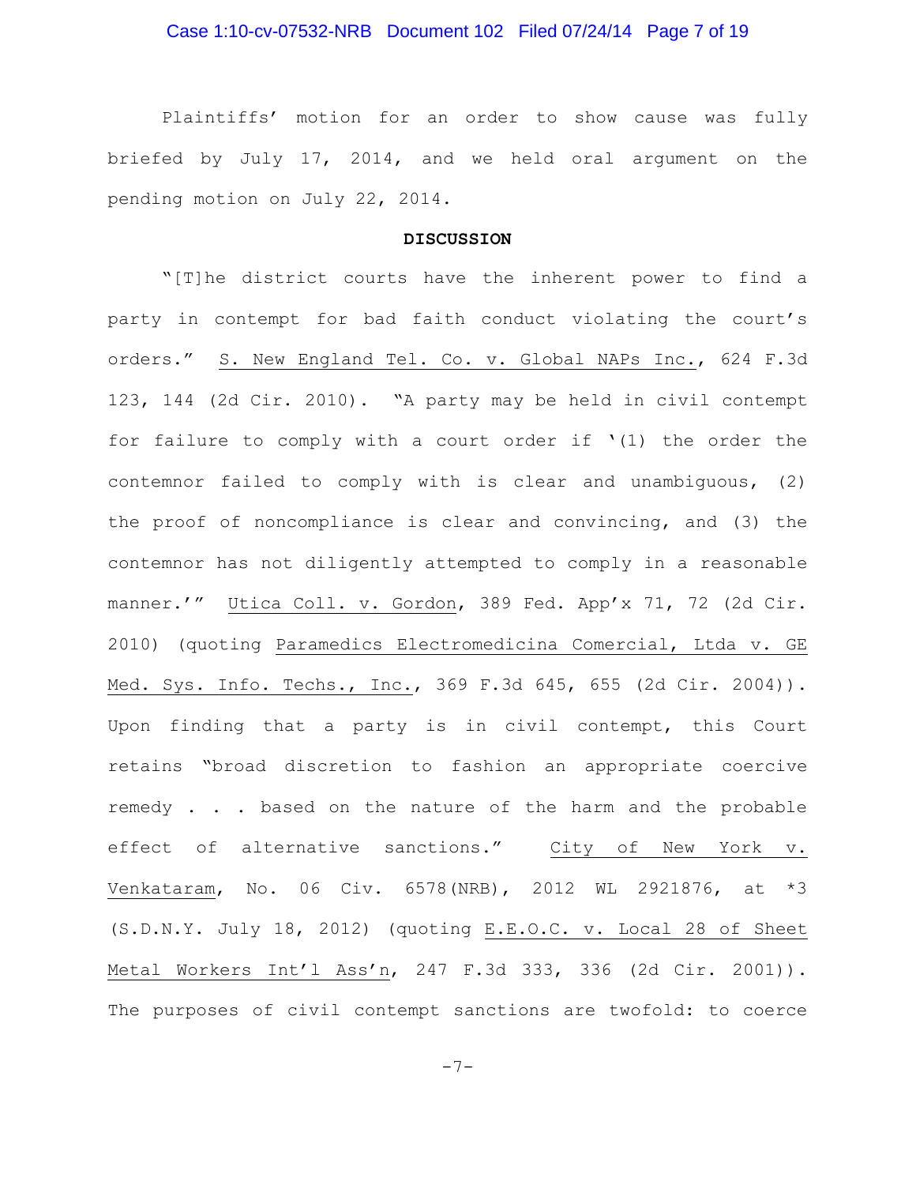Plaintiffs' motion for an order to show cause was fully briefed by July 17, 2014, and we held oral argument on the pending motion on July 22, 2014.

**DISCUSSION**

"[T]he district courts have the inherent power to find a party in contempt for bad faith conduct violating the court's orders." S. New England Tel. Co. v. Global NAPs Inc., 624 F.3d 123, 144 (2d Cir. 2010). "A party may be held in civil contempt for failure to comply with a court order if '(1) the order the contemnor failed to comply with is clear and unambiguous, (2) the proof of noncompliance is clear and convincing, and (3) the contemnor has not diligently attempted to comply in a reasonable manner.'" Utica Coll. v. Gordon, 389 Fed. App'x 71, 72 (2d Cir. 2010) (quoting Paramedics Electromedicina Comercial, Ltda v. GE Med. Sys. Info. Techs., Inc., 369 F.3d 645, 655 (2d Cir. 2004)). Upon finding that a party is in civil contempt, this Court retains "broad discretion to fashion an appropriate coercive remedy . . . based on the nature of the harm and the probable effect of alternative sanctions." City of New York v. Venkataram, No. 06 Civ. 6578(NRB), 2012 WL 2921876, at *3 (S.D.N.Y. July 18, 2012) (quoting E.E.O.C. v. Local 28 of Sheet Metal Workers Int'l Ass'n, 247 F.3d 333, 336 (2d Cir. 2001)). The purposes of civil contempt sanctions are twofold: to coerce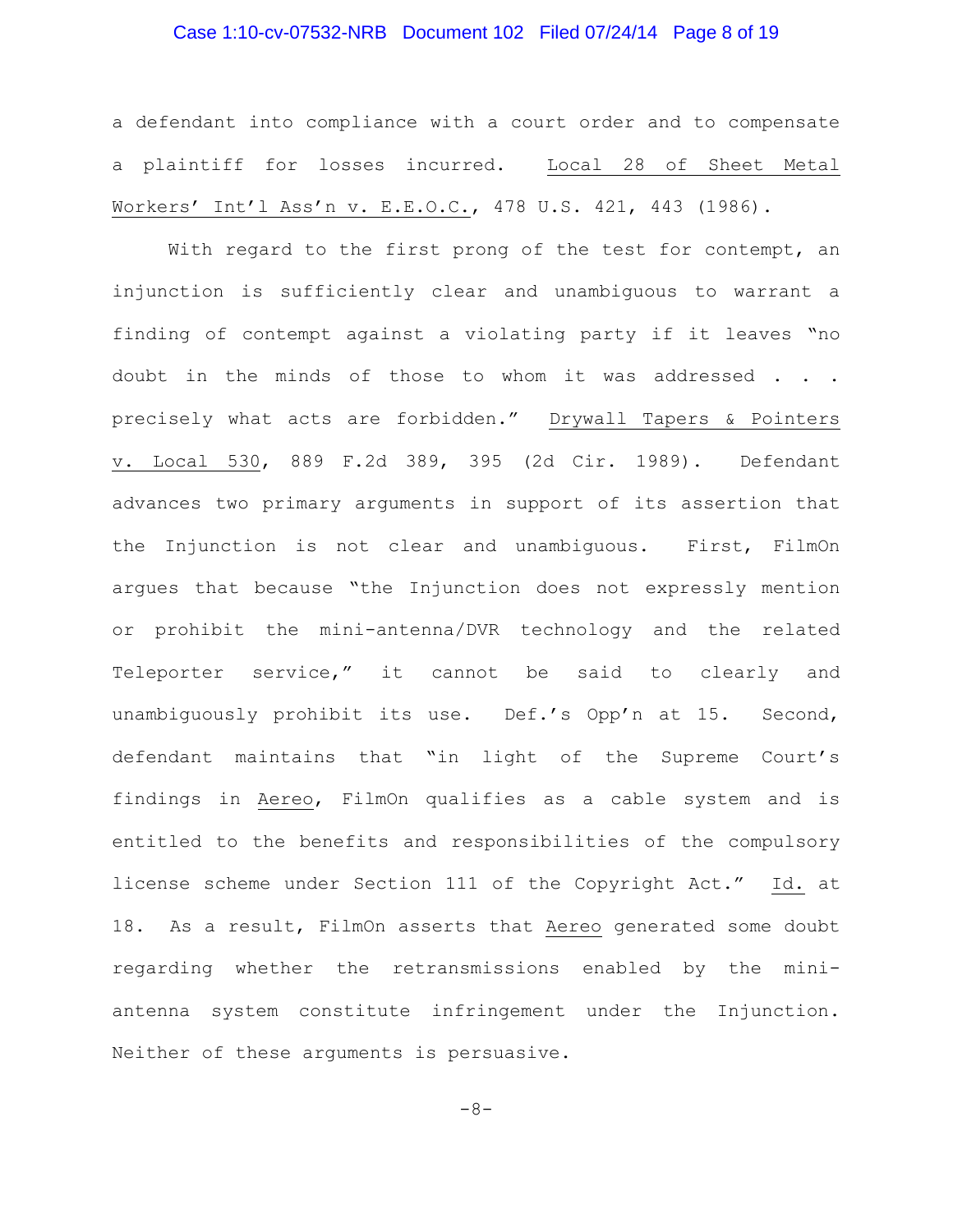a defendant into compliance with a court order and to compensate a plaintiff for losses incurred. Local 28 of Sheet Metal Workers' Int'l Ass'n v. E.E.O.C., 478 U.S. 421, 443 (1986).

With regard to the first prong of the test for contempt, an injunction is sufficiently clear and unambiguous to warrant a finding of contempt against a violating party if it leaves "no doubt in the minds of those to whom it was addressed . . . precisely what acts are forbidden." Drywall Tapers & Pointers v. Local 530, 889 F.2d 389, 395 (2d Cir. 1989). Defendant advances two primary arguments in support of its assertion that the Injunction is not clear and unambiguous. First, FilmOn argues that because "the Injunction does not expressly mention or prohibit the mini-antenna/DVR technology and the related Teleporter service," it cannot be said to clearly and unambiguously prohibit its use. Def.'s Opp'n at 15. Second, defendant maintains that "in light of the Supreme Court's findings in Aereo, FilmOn qualifies as a cable system and is entitled to the benefits and responsibilities of the compulsory license scheme under Section 111 of the Copyright Act." Id. at 18. As a result, FilmOn asserts that Aereo generated some doubt regarding whether the retransmissions enabled by the mini-antenna system constitute infringement under the Injunction. Neither of these arguments is persuasive.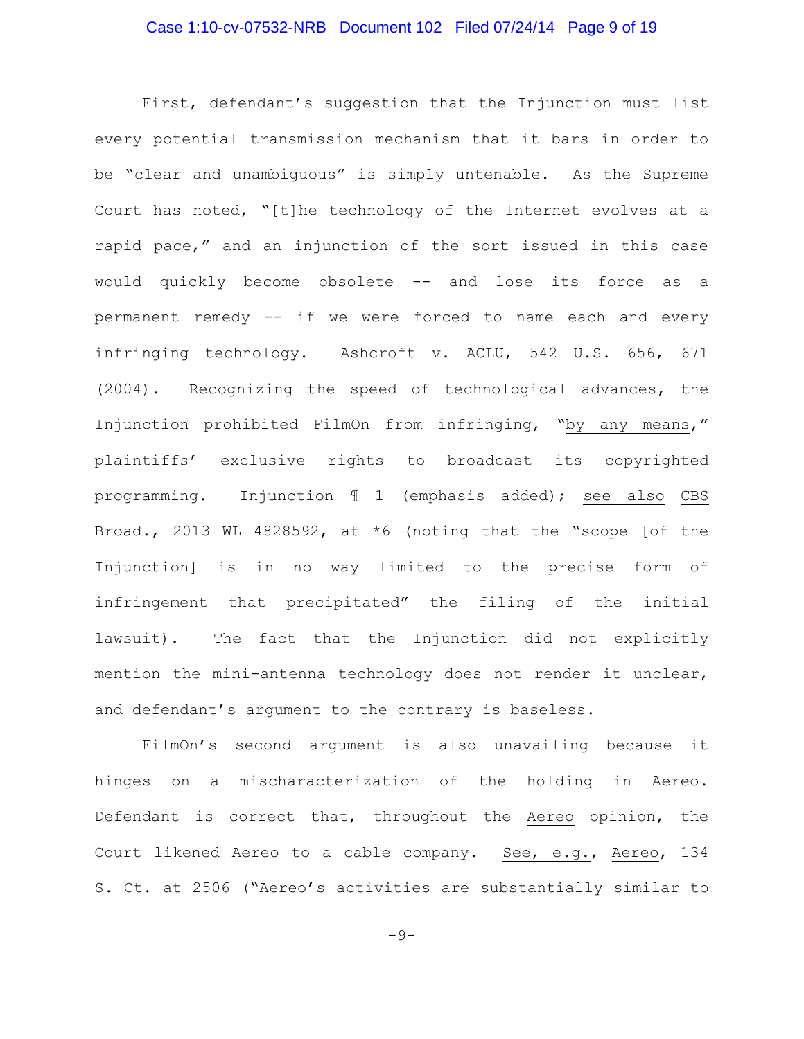First, defendant's suggestion that the Injunction must list every potential transmission mechanism that it bars in order to be "clear and unambiguous" is simply untenable. As the Supreme Court has noted, "[t]he technology of the Internet evolves at a rapid pace," and an injunction of the sort issued in this case would quickly become obsolete -- and lose its force as a permanent remedy -- if we were forced to name each and every infringing technology. Ashcroft v. ACLU, 542 U.S. 656, 671 (2004). Recognizing the speed of technological advances, the Injunction prohibited FilmOn from infringing, "by any means," plaintiffs' exclusive rights to broadcast its copyrighted programming. Injunction ¶ 1 (emphasis added); see also CBS Broad., 2013 WL 4828592, at *6 (noting that the "scope [of the Injunction] is in no way limited to the precise form of infringement that precipitated" the filing of the initial lawsuit). The fact that the Injunction did not explicitly mention the mini-antenna technology does not render it unclear, and defendant's argument to the contrary is baseless.

FilmOn's second argument is also unavailing because it hinges on a mischaracterization of the holding in Aereo. Defendant is correct that, throughout the Aereo opinion, the Court likened Aereo to a cable company. See, e.g., Aereo, 134 S. Ct. at 2506 ("Aereo's activities are substantially similar to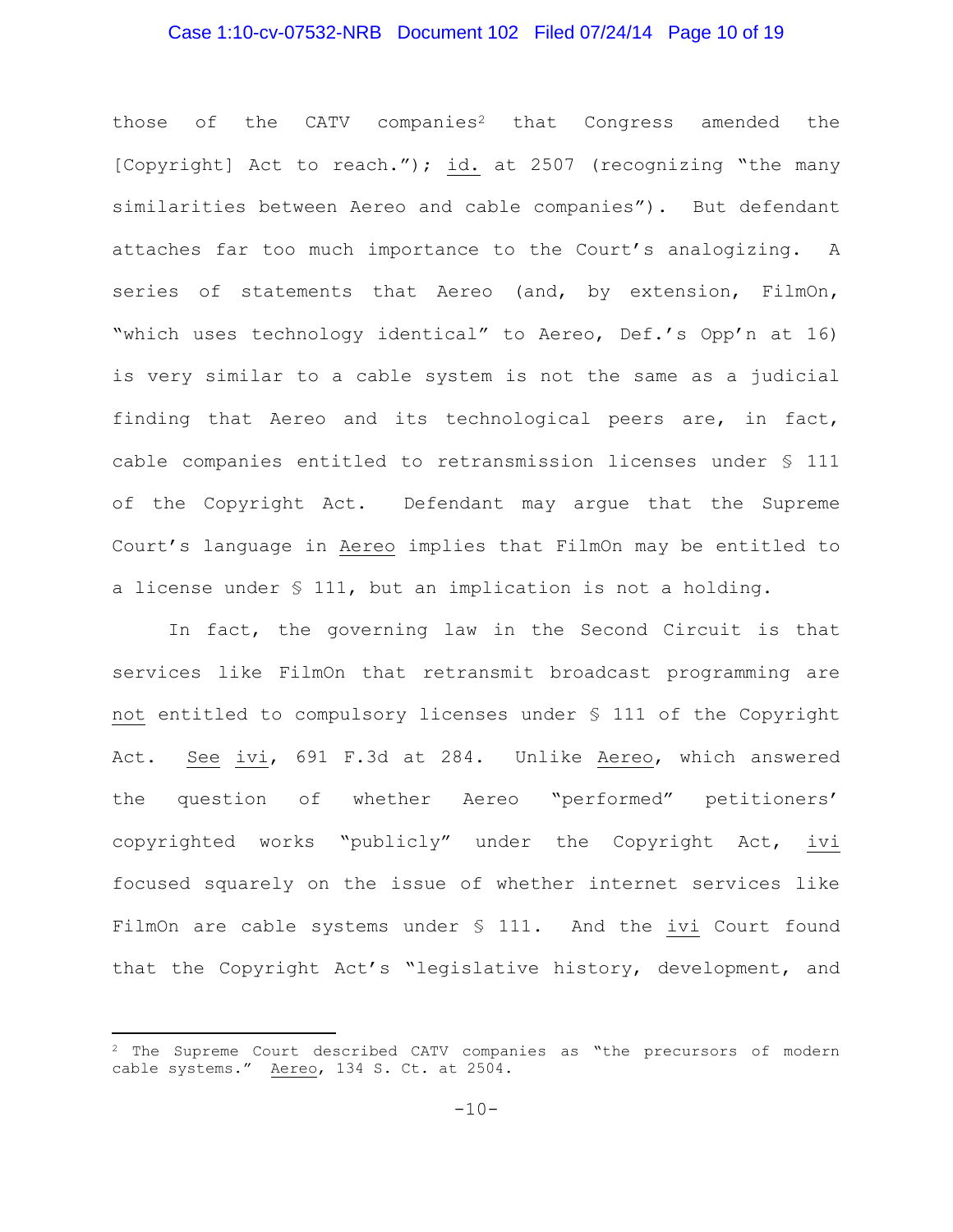those of the CATV companies[2] that Congress amended the [Copyright] Act to reach."); id. at 2507 (recognizing "the many similarities between Aereo and cable companies"). But defendant attaches far too much importance to the Court's analogizing. A series of statements that Aereo (and, by extension, FilmOn, "which uses technology identical" to Aereo, Def.'s Opp'n at 16) is very similar to a cable system is not the same as a judicial finding that Aereo and its technological peers are, in fact, cable companies entitled to retransmission licenses under § 111 of the Copyright Act. Defendant may argue that the Supreme Court's language in Aereo implies that FilmOn may be entitled to a license under § 111, but an implication is not a holding.

In fact, the governing law in the Second Circuit is that services like FilmOn that retransmit broadcast programming are not entitled to compulsory licenses under § 111 of the Copyright Act. See ivi, 691 F.3d at 284. Unlike Aereo, which answered the question of whether Aereo "performed" petitioners' copyrighted works "publicly" under the Copyright Act, ivi focused squarely on the issue of whether internet services like FilmOn are cable systems under § 111. And the ivi Court found that the Copyright Act's "legislative history, development, and

---

[2] The Supreme Court described CATV companies as "the precursors of modern cable systems." Aereo, 134 S. Ct. at 2504.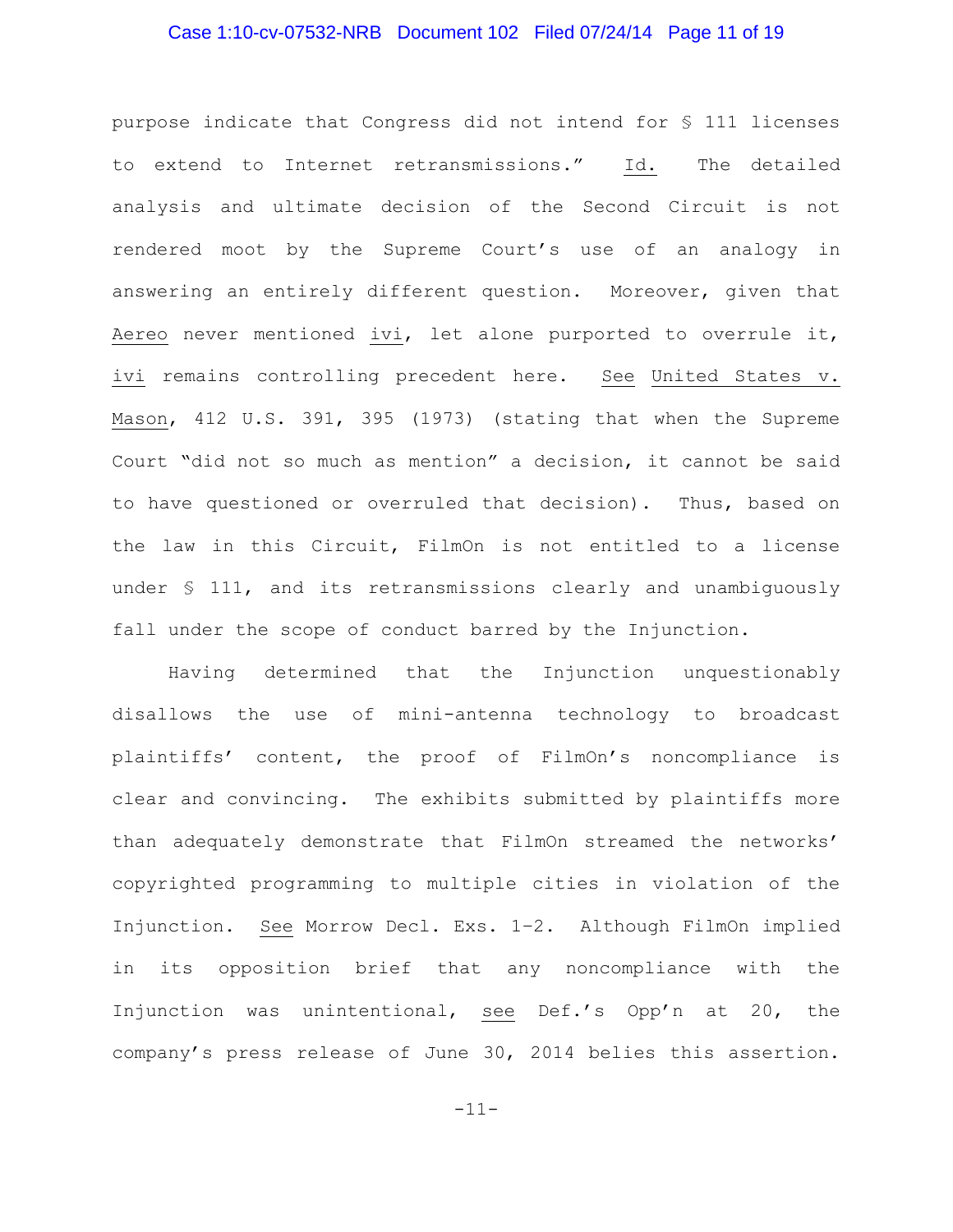purpose indicate that Congress did not intend for § 111 licenses to extend to Internet retransmissions." Id. The detailed analysis and ultimate decision of the Second Circuit is not rendered moot by the Supreme Court's use of an analogy in answering an entirely different question. Moreover, given that Aereo never mentioned ivi, let alone purported to overrule it, ivi remains controlling precedent here. See United States v. Mason, 412 U.S. 391, 395 (1973) (stating that when the Supreme Court "did not so much as mention" a decision, it cannot be said to have questioned or overruled that decision). Thus, based on the law in this Circuit, FilmOn is not entitled to a license under § 111, and its retransmissions clearly and unambiguously fall under the scope of conduct barred by the Injunction.

Having determined that the Injunction unquestionably disallows the use of mini-antenna technology to broadcast plaintiffs' content, the proof of FilmOn's noncompliance is clear and convincing. The exhibits submitted by plaintiffs more than adequately demonstrate that FilmOn streamed the networks' copyrighted programming to multiple cities in violation of the Injunction. See Morrow Decl. Exs. 1-2. Although FilmOn implied in its opposition brief that any noncompliance with the Injunction was unintentional, see Def.'s Opp'n at 20, the company's press release of June 30, 2014 belies this assertion.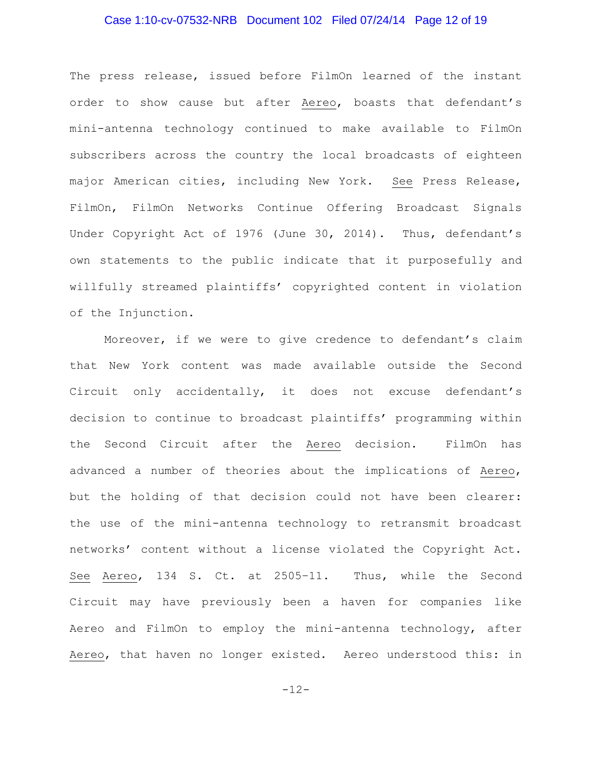The press release, issued before FilmOn learned of the instant order to show cause but after _Aereo_, boasts that defendant's mini-antenna technology continued to make available to FilmOn subscribers across the country the local broadcasts of eighteen major American cities, including New York. _See_ Press Release, FilmOn, FilmOn Networks Continue Offering Broadcast Signals Under Copyright Act of 1976 (June 30, 2014). Thus, defendant's own statements to the public indicate that it purposefully and willfully streamed plaintiffs' copyrighted content in violation of the Injunction.

Moreover, if we were to give credence to defendant's claim that New York content was made available outside the Second Circuit only accidentally, it does not excuse defendant's decision to continue to broadcast plaintiffs' programming within the Second Circuit after the _Aereo_ decision. FilmOn has advanced a number of theories about the implications of _Aereo_, but the holding of that decision could not have been clearer: the use of the mini-antenna technology to retransmit broadcast networks' content without a license violated the Copyright Act. _See_ _Aereo_, 134 S. Ct. at 2505–11. Thus, while the Second Circuit may have previously been a haven for companies like Aereo and FilmOn to employ the mini-antenna technology, after _Aereo_, that haven no longer existed. Aereo understood this: in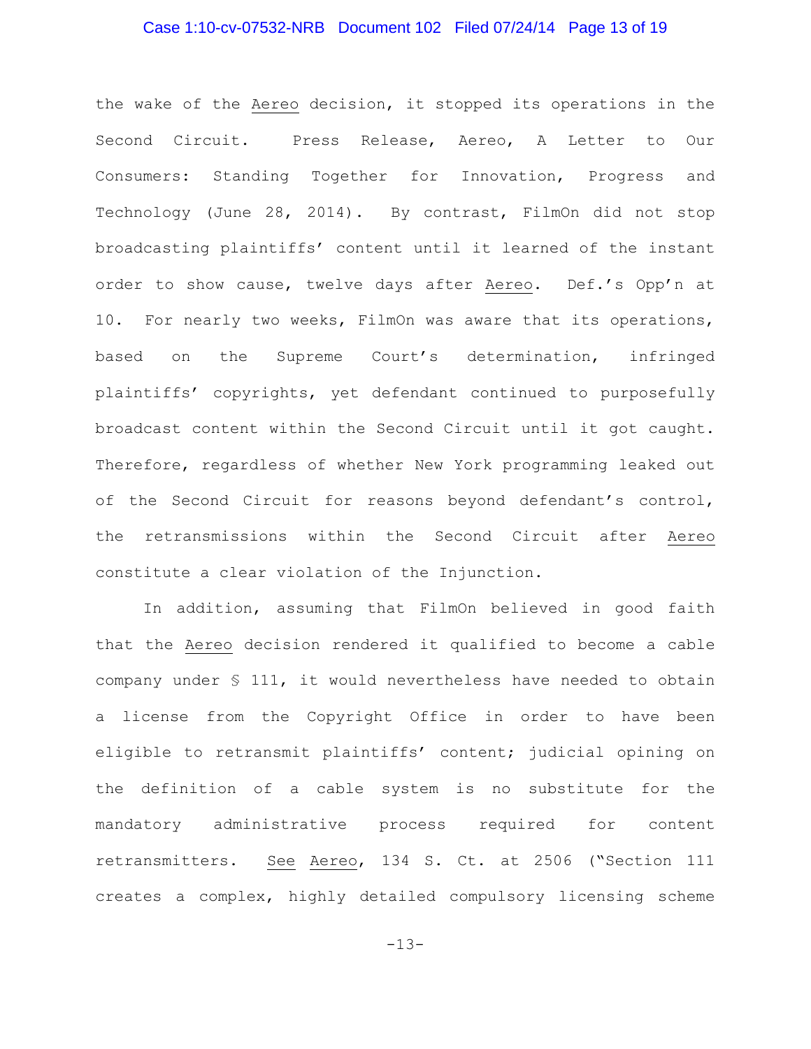the wake of the Aereo decision, it stopped its operations in the Second Circuit. Press Release, Aereo, A Letter to Our Consumers: Standing Together for Innovation, Progress and Technology (June 28, 2014). By contrast, FilmOn did not stop broadcasting plaintiffs' content until it learned of the instant order to show cause, twelve days after Aereo. Def.'s Opp'n at 10. For nearly two weeks, FilmOn was aware that its operations, based on the Supreme Court's determination, infringed plaintiffs' copyrights, yet defendant continued to purposefully broadcast content within the Second Circuit until it got caught. Therefore, regardless of whether New York programming leaked out of the Second Circuit for reasons beyond defendant's control, the retransmissions within the Second Circuit after Aereo constitute a clear violation of the Injunction.

In addition, assuming that FilmOn believed in good faith that the Aereo decision rendered it qualified to become a cable company under § 111, it would nevertheless have needed to obtain a license from the Copyright Office in order to have been eligible to retransmit plaintiffs' content; judicial opining on the definition of a cable system is no substitute for the mandatory administrative process required for content retransmitters. See Aereo, 134 S. Ct. at 2506 ("Section 111 creates a complex, highly detailed compulsory licensing scheme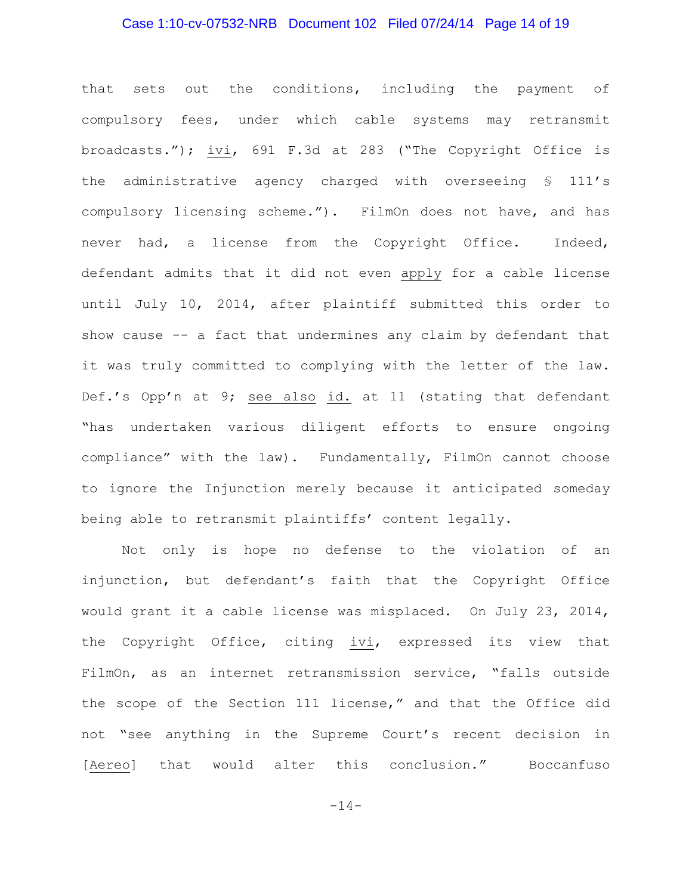that sets out the conditions, including the payment of compulsory fees, under which cable systems may retransmit broadcasts."); _ivi_, 691 F.3d at 283 ("The Copyright Office is the administrative agency charged with overseeing § 111's compulsory licensing scheme."). FilmOn does not have, and has never had, a license from the Copyright Office. Indeed, defendant admits that it did not even _apply_ for a cable license until July 10, 2014, after plaintiff submitted this order to show cause -- a fact that undermines any claim by defendant that it was truly committed to complying with the letter of the law. Def.'s Opp'n at 9; _see also_ _id._ at 11 (stating that defendant "has undertaken various diligent efforts to ensure ongoing compliance" with the law). Fundamentally, FilmOn cannot choose to ignore the Injunction merely because it anticipated someday being able to retransmit plaintiffs' content legally.

Not only is hope no defense to the violation of an injunction, but defendant's faith that the Copyright Office would grant it a cable license was misplaced. On July 23, 2014, the Copyright Office, citing _ivi_, expressed its view that FilmOn, as an internet retransmission service, "falls outside the scope of the Section 111 license," and that the Office did not "see anything in the Supreme Court's recent decision in [_Aereo_] that would alter this conclusion." Boccanfuso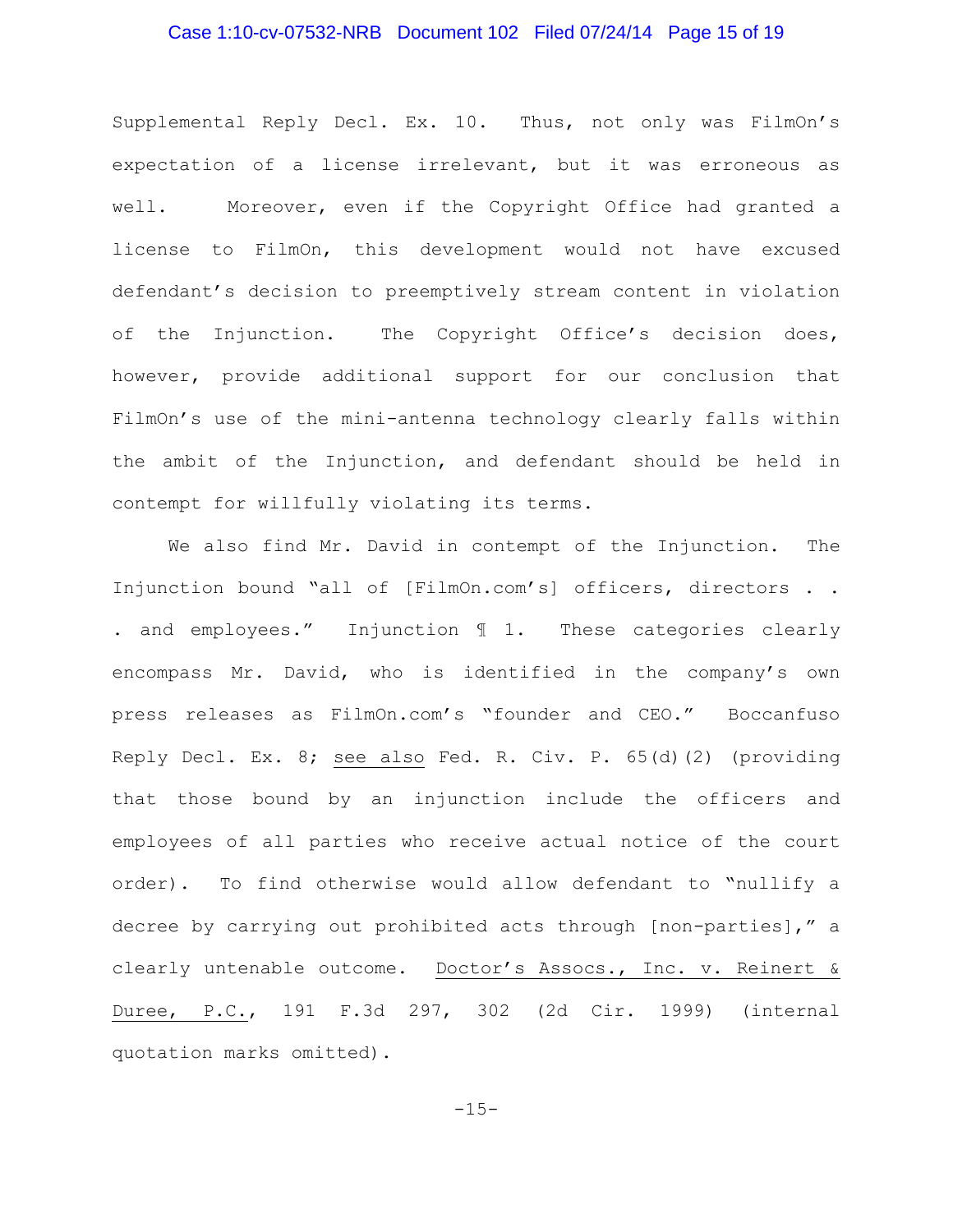Supplemental Reply Decl. Ex. 10. Thus, not only was FilmOn's expectation of a license irrelevant, but it was erroneous as well. Moreover, even if the Copyright Office had granted a license to FilmOn, this development would not have excused defendant's decision to preemptively stream content in violation of the Injunction. The Copyright Office's decision does, however, provide additional support for our conclusion that FilmOn's use of the mini-antenna technology clearly falls within the ambit of the Injunction, and defendant should be held in contempt for willfully violating its terms.

We also find Mr. David in contempt of the Injunction. The Injunction bound "all of [FilmOn.com's] officers, directors . . . and employees." Injunction ¶ 1. These categories clearly encompass Mr. David, who is identified in the company's own press releases as FilmOn.com's "founder and CEO." Boccanfuso Reply Decl. Ex. 8; <u>see also</u> Fed. R. Civ. P. 65(d)(2) (providing that those bound by an injunction include the officers and employees of all parties who receive actual notice of the court order). To find otherwise would allow defendant to "nullify a decree by carrying out prohibited acts through [non-parties]," a clearly untenable outcome. <u>Doctor's Assocs., Inc. v. Reinert & Duree, P.C.</u>, 191 F.3d 297, 302 (2d Cir. 1999) (internal quotation marks omitted).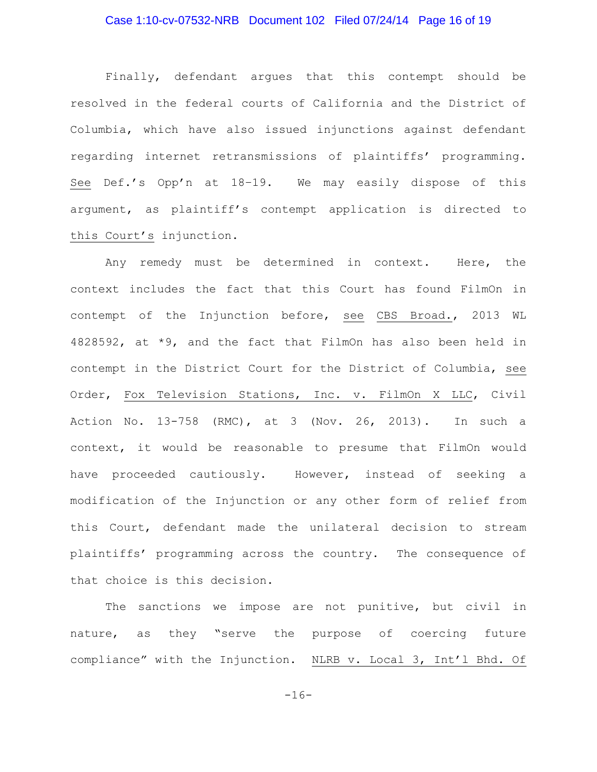Finally, defendant argues that this contempt should be resolved in the federal courts of California and the District of Columbia, which have also issued injunctions against defendant regarding internet retransmissions of plaintiffs' programming. See Def.'s Opp'n at 18-19. We may easily dispose of this argument, as plaintiff's contempt application is directed to this Court's injunction.

Any remedy must be determined in context. Here, the context includes the fact that this Court has found FilmOn in contempt of the Injunction before, see CBS Broad., 2013 WL 4828592, at *9, and the fact that FilmOn has also been held in contempt in the District Court for the District of Columbia, see Order, Fox Television Stations, Inc. v. FilmOn X LLC, Civil Action No. 13-758 (RMC), at 3 (Nov. 26, 2013). In such a context, it would be reasonable to presume that FilmOn would have proceeded cautiously. However, instead of seeking a modification of the Injunction or any other form of relief from this Court, defendant made the unilateral decision to stream plaintiffs' programming across the country. The consequence of that choice is this decision.

The sanctions we impose are not punitive, but civil in nature, as they "serve the purpose of coercing future compliance" with the Injunction. NLRB v. Local 3, Int'l Bhd. Of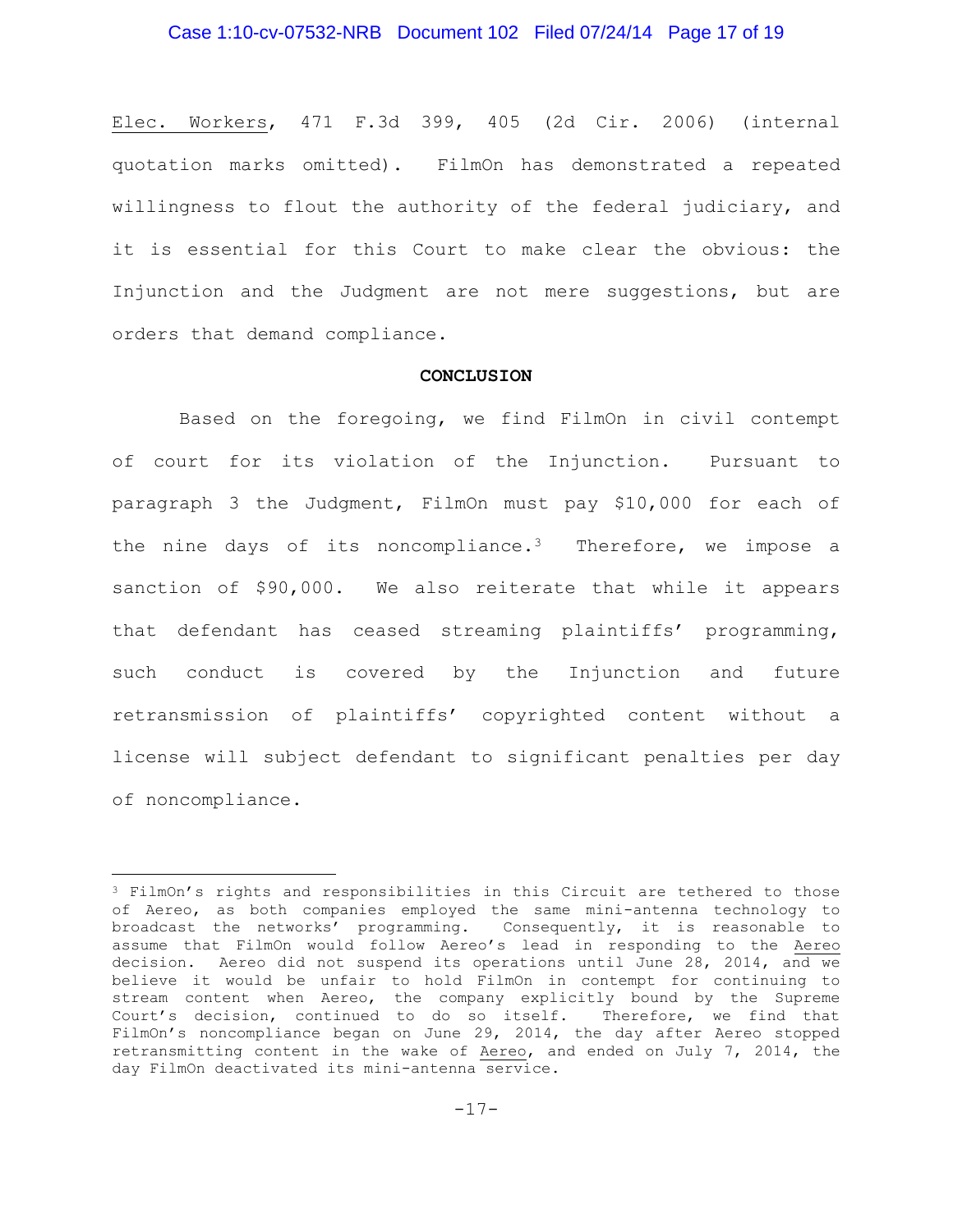Elec. Workers, 471 F.3d 399, 405 (2d Cir. 2006) (internal quotation marks omitted). FilmOn has demonstrated a repeated willingness to flout the authority of the federal judiciary, and it is essential for this Court to make clear the obvious: the Injunction and the Judgment are not mere suggestions, but are orders that demand compliance.

**CONCLUSION**

Based on the foregoing, we find FilmOn in civil contempt of court for its violation of the Injunction. Pursuant to paragraph 3 the Judgment, FilmOn must pay $10,000 for each of the nine days of its noncompliance.[3] Therefore, we impose a sanction of $90,000. We also reiterate that while it appears that defendant has ceased streaming plaintiffs' programming, such conduct is covered by the Injunction and future retransmission of plaintiffs' copyrighted content without a license will subject defendant to significant penalties per day of noncompliance.

---

[3] FilmOn's rights and responsibilities in this Circuit are tethered to those of Aereo, as both companies employed the same mini-antenna technology to broadcast the networks' programming. Consequently, it is reasonable to assume that FilmOn would follow Aereo's lead in responding to the Aereo decision. Aereo did not suspend its operations until June 28, 2014, and we believe it would be unfair to hold FilmOn in contempt for continuing to stream content when Aereo, the company explicitly bound by the Supreme Court's decision, continued to do so itself. Therefore, we find that FilmOn's noncompliance began on June 29, 2014, the day after Aereo stopped retransmitting content in the wake of Aereo, and ended on July 7, 2014, the day FilmOn deactivated its mini-antenna service.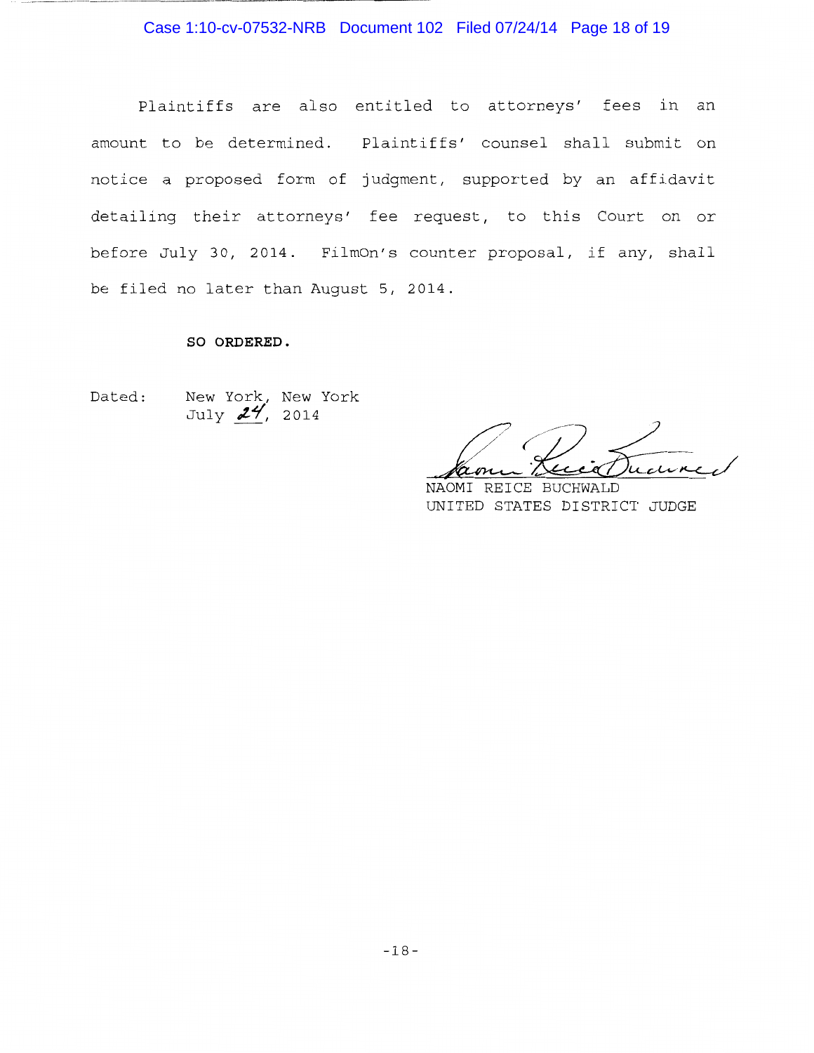Plaintiffs are also entitled to attorneys' fees in an amount to be determined. Plaintiffs' counsel shall submit on notice a proposed form of judgment, supported by an affidavit detailing their attorneys' fee request, to this Court on or before July 30, 2014. FilmOn's counter proposal, if any, shall be filed no later than August 5, 2014.

**SO ORDERED.**

Dated: New York, New York
July 24, 2014

NAOMI REICE BUCHWALD
UNITED STATES DISTRICT JUDGE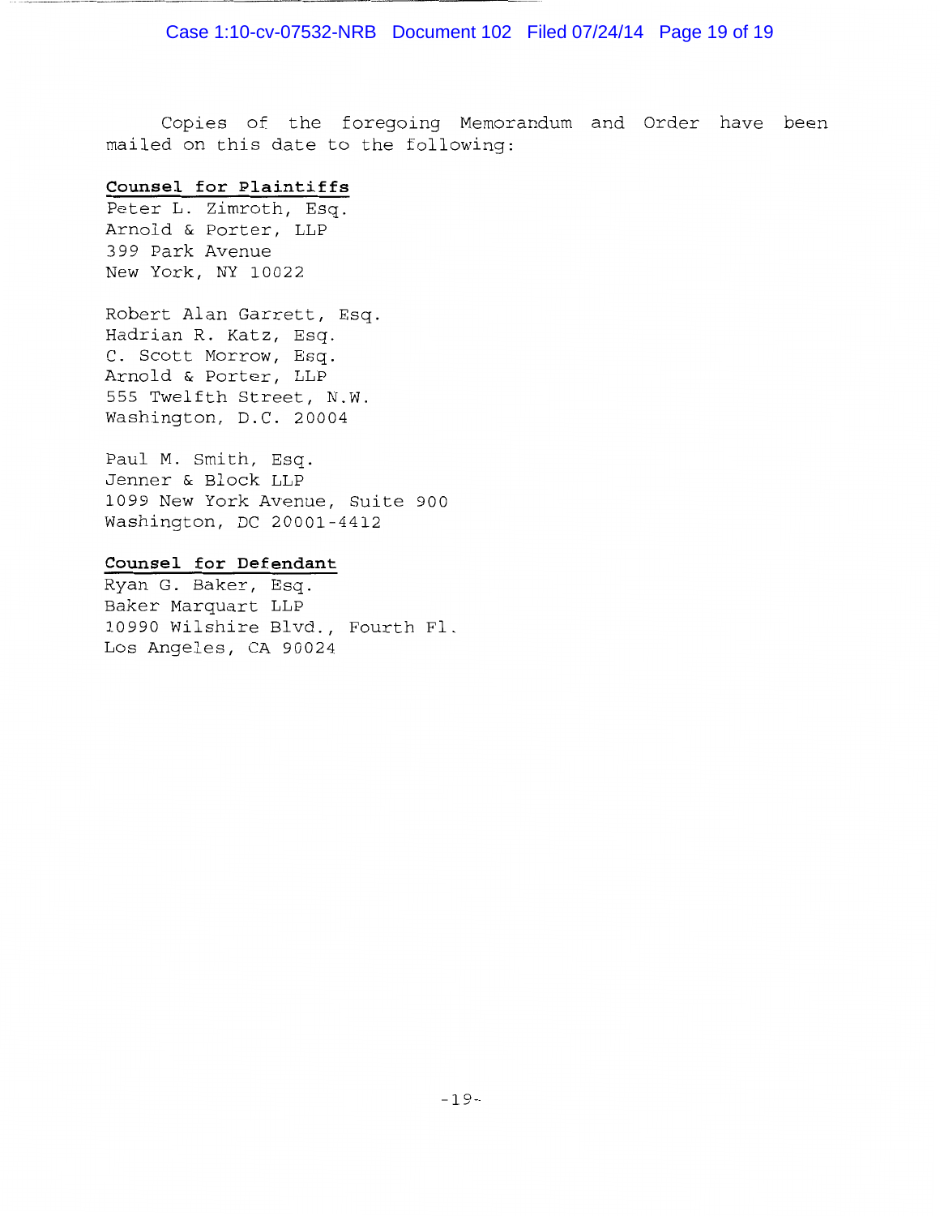Copies of the foregoing Memorandum and Order have been mailed on this date to the following:

**Counsel for Plaintiffs**

Peter L. Zimroth, Esq.
Arnold & Porter, LLP
399 Park Avenue
New York, NY 10022

Robert Alan Garrett, Esq.
Hadrian R. Katz, Esq.
C. Scott Morrow, Esq.
Arnold & Porter, LLP
555 Twelfth Street, N.W.
Washington, D.C. 20004

Paul M. Smith, Esq.
Jenner & Block LLP
1099 New York Avenue, Suite 900
Washington, DC 20001-4412

**Counsel for Defendant**

Ryan G. Baker, Esq.
Baker Marquart LLP
10990 Wilshire Blvd., Fourth Fl.
Los Angeles, CA 90024